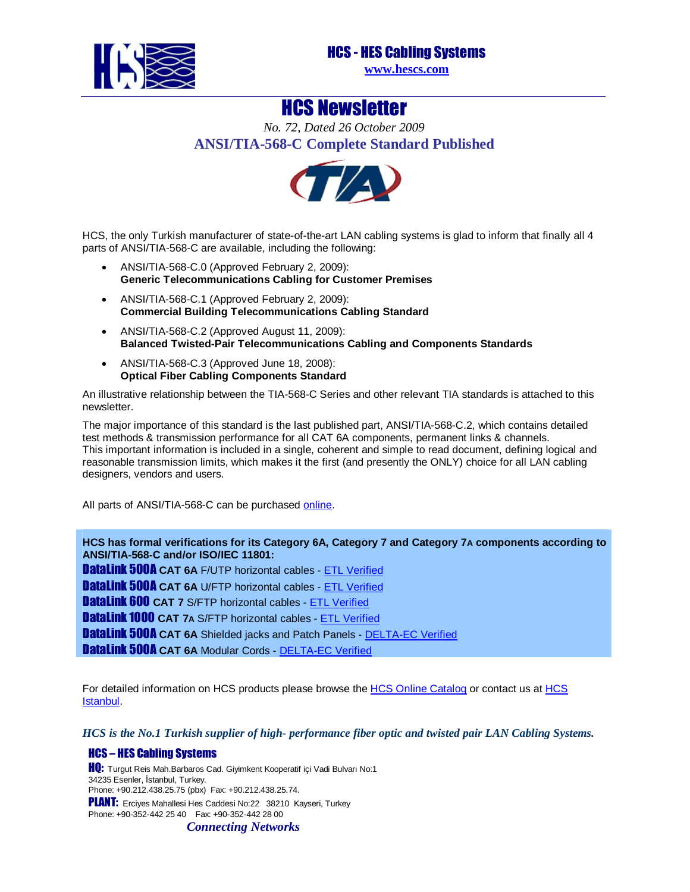# HCS - HES Cabling Systems

www.hescs.com

# HCS Newsletter

*No. 72, Dated 26 October 2009*

## ANSI/TIA-568-C Complete Standard Published

HCS, the only Turkish manufacturer of state-of-the-art LAN cabling systems is glad to inform that finally all 4 parts of ANSI/TIA-568-C are available, including the following:

- ANSI/TIA-568-C.0 (Approved February 2, 2009):
  **Generic Telecommunications Cabling for Customer Premises**
- ANSI/TIA-568-C.1 (Approved February 2, 2009):
  **Commercial Building Telecommunications Cabling Standard**
- ANSI/TIA-568-C.2 (Approved August 11, 2009):
  **Balanced Twisted-Pair Telecommunications Cabling and Components Standards**
- ANSI/TIA-568-C.3 (Approved June 18, 2008):
  **Optical Fiber Cabling Components Standard**

An illustrative relationship between the TIA-568-C Series and other relevant TIA standards is attached to this newsletter.

The major importance of this standard is the last published part, ANSI/TIA-568-C.2, which contains detailed test methods & transmission performance for all CAT 6A components, permanent links & channels.
This important information is included in a single, coherent and simple to read document, defining logical and reasonable transmission limits, which makes it the first (and presently the ONLY) choice for all LAN cabling designers, vendors and users.

All parts of ANSI/TIA-568-C can be purchased online.

**HCS has formal verifications for its Category 6A, Category 7 and Category 7A components according to ANSI/TIA-568-C and/or ISO/IEC 11801:**

**DataLink 500A** **CAT 6A** F/UTP horizontal cables - ETL Verified
**DataLink 500A** **CAT 6A** U/FTP horizontal cables - ETL Verified
**DataLink 600** **CAT 7** S/FTP horizontal cables - ETL Verified
**DataLink 1000** **CAT 7A** S/FTP horizontal cables - ETL Verified
**DataLink 500A** **CAT 6A** Shielded jacks and Patch Panels - DELTA-EC Verified
**DataLink 500A** **CAT 6A** Modular Cords - DELTA-EC Verified

For detailed information on HCS products please browse the HCS Online Catalog or contact us at HCS Istanbul.

***HCS is the No.1 Turkish supplier of high- performance fiber optic and twisted pair LAN Cabling Systems.***

**HCS – HES Cabling Systems**

**HQ:** Turgut Reis Mah.Barbaros Cad. Giyimkent Kooperatif içi Vadi Bulvarı No:1
34235 Esenler, İstanbul, Turkey.
Phone: +90.212.438.25.75 (pbx) Fax: +90.212.438.25.74.

**PLANT:** Erciyes Mahallesi Hes Caddesi No:22 38210 Kayseri, Turkey
Phone: +90-352-442 25 40 Fax: +90-352-442 28 00

***Connecting Networks***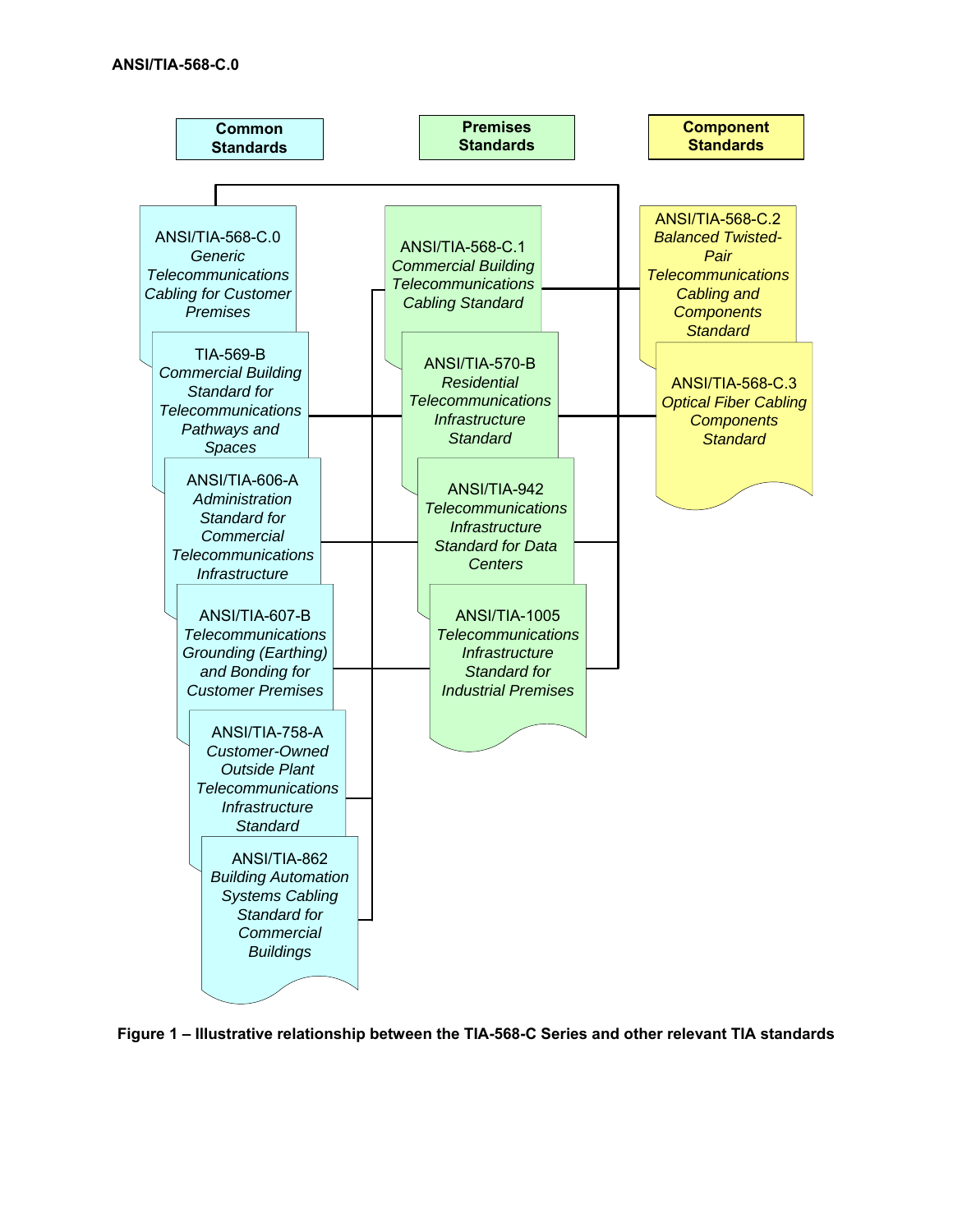Common Standards

Premises Standards

Component Standards

ANSI/TIA-568-C.0
*Generic Telecommunications Cabling for Customer Premises*

TIA-569-B
*Commercial Building Standard for Telecommunications Pathways and Spaces*

ANSI/TIA-606-A
*Administration Standard for Commercial Telecommunications Infrastructure*

ANSI/TIA-607-B
*Telecommunications Grounding (Earthing) and Bonding for Customer Premises*

ANSI/TIA-758-A
*Customer-Owned Outside Plant Telecommunications Infrastructure Standard*

ANSI/TIA-862
*Building Automation Systems Cabling Standard for Commercial Buildings*

ANSI/TIA-568-C.1
*Commercial Building Telecommunications Cabling Standard*

ANSI/TIA-570-B
*Residential Telecommunications Infrastructure Standard*

ANSI/TIA-942
*Telecommunications Infrastructure Standard for Data Centers*

ANSI/TIA-1005
*Telecommunications Infrastructure Standard for Industrial Premises*

ANSI/TIA-568-C.2
*Balanced Twisted-Pair Telecommunications Cabling and Components Standard*

ANSI/TIA-568-C.3
*Optical Fiber Cabling Components Standard*

**Figure 1 – Illustrative relationship between the TIA-568-C Series and other relevant TIA standards**